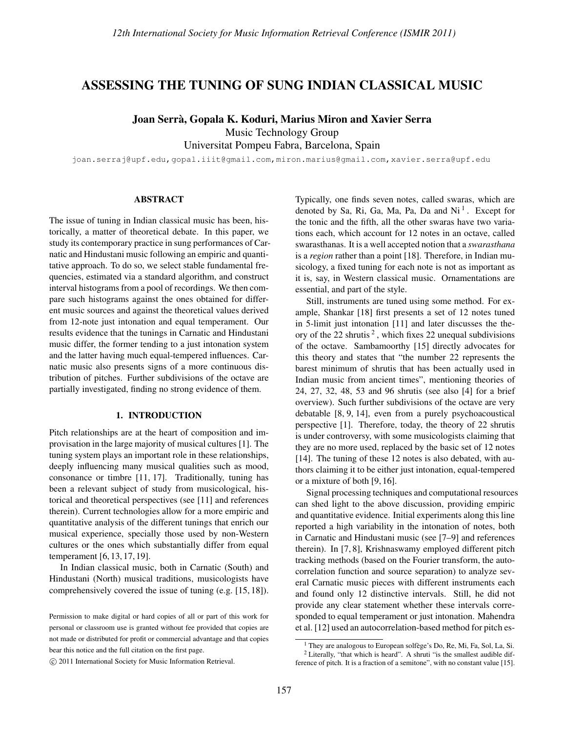# ASSESSING THE TUNING OF SUNG INDIAN CLASSICAL MUSIC

**Joan Serrà, Gopala K. Koduri, Marius Miron and Xavier Serra**
Music Technology Group
Universitat Pompeu Fabra, Barcelona, Spain

joan.serraj@upf.edu, gopal.iiit@gmail.com, miron.marius@gmail.com, xavier.serra@upf.edu

## ABSTRACT

The issue of tuning in Indian classical music has been, historically, a matter of theoretical debate. In this paper, we study its contemporary practice in sung performances of Carnatic and Hindustani music following an empiric and quantitative approach. To do so, we select stable fundamental frequencies, estimated via a standard algorithm, and construct interval histograms from a pool of recordings. We then compare such histograms against the ones obtained for different music sources and against the theoretical values derived from 12-note just intonation and equal temperament. Our results evidence that the tunings in Carnatic and Hindustani music differ, the former tending to a just intonation system and the latter having much equal-tempered influences. Carnatic music also presents signs of a more continuous distribution of pitches. Further subdivisions of the octave are partially investigated, finding no strong evidence of them.

## 1. INTRODUCTION

Pitch relationships are at the heart of composition and improvisation in the large majority of musical cultures [1]. The tuning system plays an important role in these relationships, deeply influencing many musical qualities such as mood, consonance or timbre [11, 17]. Traditionally, tuning has been a relevant subject of study from musicological, historical and theoretical perspectives (see [11] and references therein). Current technologies allow for a more empiric and quantitative analysis of the different tunings that enrich our musical experience, specially those used by non-Western cultures or the ones which substantially differ from equal temperament [6, 13, 17, 19].

In Indian classical music, both in Carnatic (South) and Hindustani (North) musical traditions, musicologists have comprehensively covered the issue of tuning (e.g. [15, 18]). Typically, one finds seven notes, called swaras, which are denoted by Sa, Ri, Ga, Ma, Pa, Da and Ni [1]. Except for the tonic and the fifth, all the other swaras have two variations each, which account for 12 notes in an octave, called swarasthanas. It is a well accepted notion that a *swarasthana* is a *region* rather than a point [18]. Therefore, in Indian musicology, a fixed tuning for each note is not as important as it is, say, in Western classical music. Ornamentations are essential, and part of the style.

Still, instruments are tuned using some method. For example, Shankar [18] first presents a set of 12 notes tuned in 5-limit just intonation [11] and later discusses the theory of the 22 shrutis [2], which fixes 22 unequal subdivisions of the octave. Sambamoorthy [15] directly advocates for this theory and states that "the number 22 represents the barest minimum of shrutis that has been actually used in Indian music from ancient times", mentioning theories of 24, 27, 32, 48, 53 and 96 shrutis (see also [4] for a brief overview). Such further subdivisions of the octave are very debatable [8, 9, 14], even from a purely psychoacoustical perspective [1]. Therefore, today, the theory of 22 shrutis is under controversy, with some musicologists claiming that they are no more used, replaced by the basic set of 12 notes [14]. The tuning of these 12 notes is also debated, with authors claiming it to be either just intonation, equal-tempered or a mixture of both [9, 16].

Signal processing techniques and computational resources can shed light to the above discussion, providing empiric and quantitative evidence. Initial experiments along this line reported a high variability in the intonation of notes, both in Carnatic and Hindustani music (see [7–9] and references therein). In [7, 8], Krishnaswamy employed different pitch tracking methods (based on the Fourier transform, the autocorrelation function and source separation) to analyze several Carnatic music pieces with different instruments each and found only 12 distinctive intervals. Still, he did not provide any clear statement whether these intervals corresponded to equal temperament or just intonation. Mahendra et al. [12] used an autocorrelation-based method for pitch es-

Permission to make digital or hard copies of all or part of this work for personal or classroom use is granted without fee provided that copies are not made or distributed for profit or commercial advantage and that copies bear this notice and the full citation on the first page.
© 2011 International Society for Music Information Retrieval.

[1] They are analogous to European solfège's Do, Re, Mi, Fa, Sol, La, Si.
[2] Literally, "that which is heard". A shruti "is the smallest audible difference of pitch. It is a fraction of a semitone", with no constant value [15].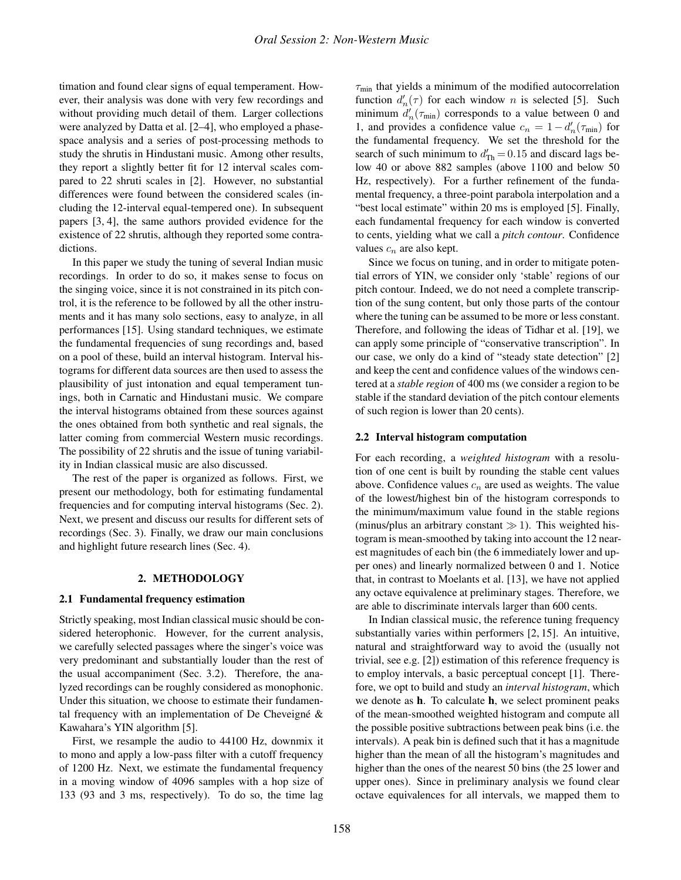timation and found clear signs of equal temperament. However, their analysis was done with very few recordings and without providing much detail of them. Larger collections were analyzed by Datta et al. [2–4], who employed a phase-space analysis and a series of post-processing methods to study the shrutis in Hindustani music. Among other results, they report a slightly better fit for 12 interval scales compared to 22 shruti scales in [2]. However, no substantial differences were found between the considered scales (including the 12-interval equal-tempered one). In subsequent papers [3, 4], the same authors provided evidence for the existence of 22 shrutis, although they reported some contradictions.

In this paper we study the tuning of several Indian music recordings. In order to do so, it makes sense to focus on the singing voice, since it is not constrained in its pitch control, it is the reference to be followed by all the other instruments and it has many solo sections, easy to analyze, in all performances [15]. Using standard techniques, we estimate the fundamental frequencies of sung recordings and, based on a pool of these, build an interval histogram. Interval histograms for different data sources are then used to assess the plausibility of just intonation and equal temperament tunings, both in Carnatic and Hindustani music. We compare the interval histograms obtained from these sources against the ones obtained from both synthetic and real signals, the latter coming from commercial Western music recordings. The possibility of 22 shrutis and the issue of tuning variability in Indian classical music are also discussed.

The rest of the paper is organized as follows. First, we present our methodology, both for estimating fundamental frequencies and for computing interval histograms (Sec. 2). Next, we present and discuss our results for different sets of recordings (Sec. 3). Finally, we draw our main conclusions and highlight future research lines (Sec. 4).

## 2. METHODOLOGY

### 2.1 Fundamental frequency estimation

Strictly speaking, most Indian classical music should be considered heterophonic. However, for the current analysis, we carefully selected passages where the singer's voice was very predominant and substantially louder than the rest of the usual accompaniment (Sec. 3.2). Therefore, the analyzed recordings can be roughly considered as monophonic. Under this situation, we choose to estimate their fundamental frequency with an implementation of De Cheveigné & Kawahara's YIN algorithm [5].

First, we resample the audio to 44100 Hz, downmix it to mono and apply a low-pass filter with a cutoff frequency of 1200 Hz. Next, we estimate the fundamental frequency in a moving window of 4096 samples with a hop size of 133 (93 and 3 ms, respectively). To do so, the time lag $\tau_{\min}$ that yields a minimum of the modified autocorrelation function $d'_n(\tau)$ for each window $n$ is selected [5]. Such minimum $d'_n(\tau_{\min})$ corresponds to a value between 0 and 1, and provides a confidence value $c_n = 1 - d'_n(\tau_{\min})$ for the fundamental frequency. We set the threshold for the search of such minimum to $d'_{\mathrm{Th}} = 0.15$ and discard lags below 40 or above 882 samples (above 1100 and below 50 Hz, respectively). For a further refinement of the fundamental frequency, a three-point parabola interpolation and a "best local estimate" within 20 ms is employed [5]. Finally, each fundamental frequency for each window is converted to cents, yielding what we call a *pitch contour*. Confidence values $c_n$ are also kept.

Since we focus on tuning, and in order to mitigate potential errors of YIN, we consider only 'stable' regions of our pitch contour. Indeed, we do not need a complete transcription of the sung content, but only those parts of the contour where the tuning can be assumed to be more or less constant. Therefore, and following the ideas of Tidhar et al. [19], we can apply some principle of "conservative transcription". In our case, we only do a kind of "steady state detection" [2] and keep the cent and confidence values of the windows centered at a *stable region* of 400 ms (we consider a region to be stable if the standard deviation of the pitch contour elements of such region is lower than 20 cents).

### 2.2 Interval histogram computation

For each recording, a *weighted histogram* with a resolution of one cent is built by rounding the stable cent values above. Confidence values $c_n$ are used as weights. The value of the lowest/highest bin of the histogram corresponds to the minimum/maximum value found in the stable regions (minus/plus an arbitrary constant $\gg 1$). This weighted histogram is mean-smoothed by taking into account the 12 nearest magnitudes of each bin (the 6 immediately lower and upper ones) and linearly normalized between 0 and 1. Notice that, in contrast to Moelants et al. [13], we have not applied any octave equivalence at preliminary stages. Therefore, we are able to discriminate intervals larger than 600 cents.

In Indian classical music, the reference tuning frequency substantially varies within performers [2, 15]. An intuitive, natural and straightforward way to avoid the (usually not trivial, see e.g. [2]) estimation of this reference frequency is to employ intervals, a basic perceptual concept [1]. Therefore, we opt to build and study an *interval histogram*, which we denote as $\mathbf{h}$. To calculate $\mathbf{h}$, we select prominent peaks of the mean-smoothed weighted histogram and compute all the possible positive subtractions between peak bins (i.e. the intervals). A peak bin is defined such that it has a magnitude higher than the mean of all the histogram's magnitudes and higher than the ones of the nearest 50 bins (the 25 lower and upper ones). Since in preliminary analysis we found clear octave equivalences for all intervals, we mapped them to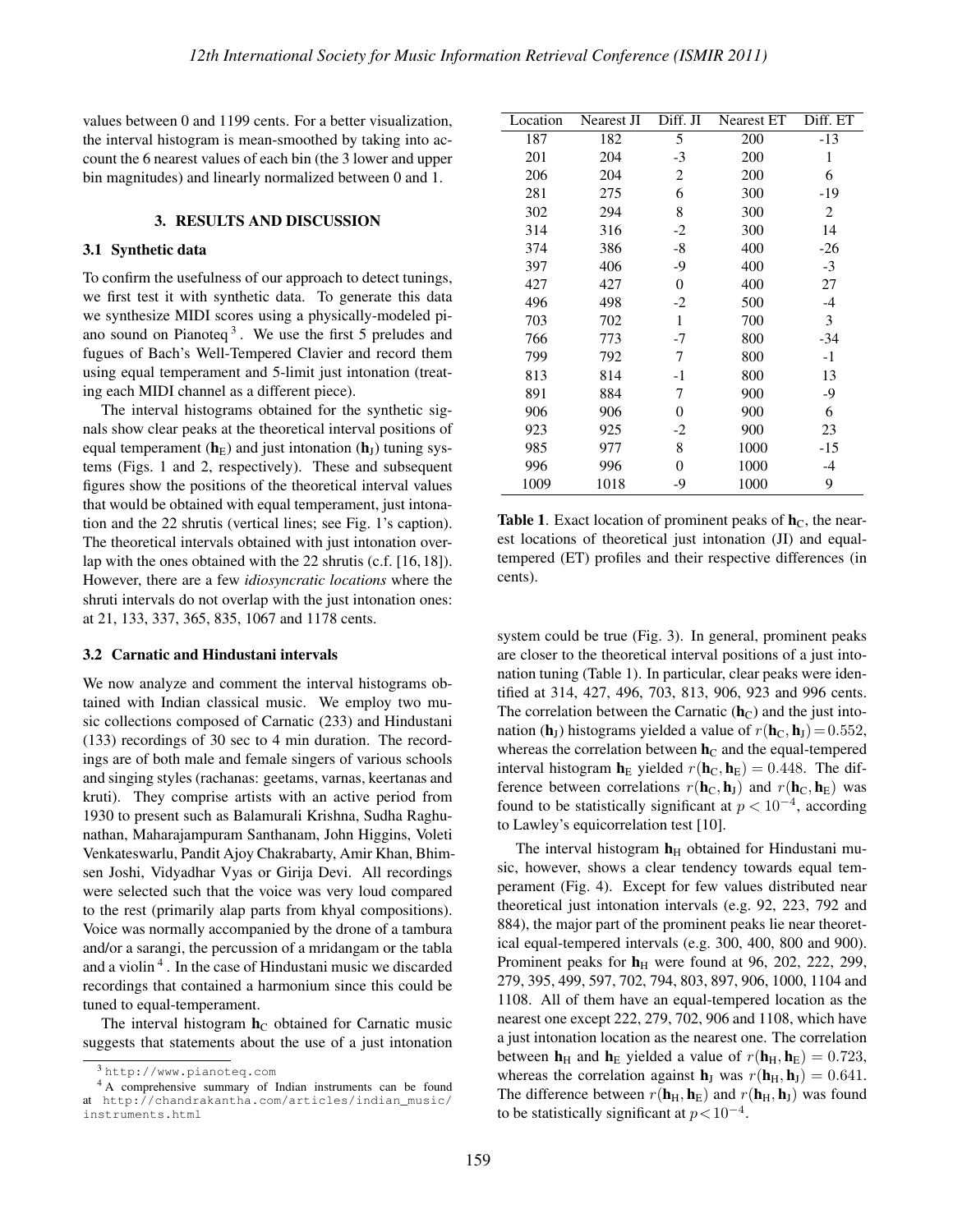values between 0 and 1199 cents. For a better visualization, the interval histogram is mean-smoothed by taking into account the 6 nearest values of each bin (the 3 lower and upper bin magnitudes) and linearly normalized between 0 and 1.

## 3. RESULTS AND DISCUSSION

### 3.1 Synthetic data

To confirm the usefulness of our approach to detect tunings, we first test it with synthetic data. To generate this data we synthesize MIDI scores using a physically-modeled piano sound on Pianoteq [3]. We use the first 5 preludes and fugues of Bach's Well-Tempered Clavier and record them using equal temperament and 5-limit just intonation (treating each MIDI channel as a different piece).

The interval histograms obtained for the synthetic signals show clear peaks at the theoretical interval positions of equal temperament ($\mathbf{h}_\text{E}$) and just intonation ($\mathbf{h}_\text{J}$) tuning systems (Figs. 1 and 2, respectively). These and subsequent figures show the positions of the theoretical interval values that would be obtained with equal temperament, just intonation and the 22 shrutis (vertical lines; see Fig. 1's caption). The theoretical intervals obtained with just intonation overlap with the ones obtained with the 22 shrutis (c.f. [16, 18]). However, there are a few *idiosyncratic locations* where the shruti intervals do not overlap with the just intonation ones: at 21, 133, 337, 365, 835, 1067 and 1178 cents.

### 3.2 Carnatic and Hindustani intervals

We now analyze and comment the interval histograms obtained with Indian classical music. We employ two music collections composed of Carnatic (233) and Hindustani (133) recordings of 30 sec to 4 min duration. The recordings are of both male and female singers of various schools and singing styles (rachanas: geetams, varnas, keertanas and kruti). They comprise artists with an active period from 1930 to present such as Balamurali Krishna, Sudha Raghunathan, Maharajampuram Santhanam, John Higgins, Voleti Venkateswarlu, Pandit Ajoy Chakrabarty, Amir Khan, Bhimsen Joshi, Vidyadhar Vyas or Girija Devi. All recordings were selected such that the voice was very loud compared to the rest (primarily alap parts from khyal compositions). Voice was normally accompanied by the drone of a tambura and/or a sarangi, the percussion of a mridangam or the tabla and a violin [4]. In the case of Hindustani music we discarded recordings that contained a harmonium since this could be tuned to equal-temperament.

The interval histogram $\mathbf{h}_\text{C}$ obtained for Carnatic music suggests that statements about the use of a just intonation system could be true (Fig. 3). In general, prominent peaks are closer to the theoretical interval positions of a just intonation tuning (Table 1). In particular, clear peaks were identified at 314, 427, 496, 703, 813, 906, 923 and 996 cents. The correlation between the Carnatic ($\mathbf{h}_\text{C}$) and the just intonation ($\mathbf{h}_\text{J}$) histograms yielded a value of $r(\mathbf{h}_\text{C}, \mathbf{h}_\text{J}) = 0.552$, whereas the correlation between $\mathbf{h}_\text{C}$ and the equal-tempered interval histogram $\mathbf{h}_\text{E}$ yielded $r(\mathbf{h}_\text{C}, \mathbf{h}_\text{E}) = 0.448$. The difference between correlations $r(\mathbf{h}_\text{C}, \mathbf{h}_\text{J})$ and $r(\mathbf{h}_\text{C}, \mathbf{h}_\text{E})$ was found to be statistically significant at $p < 10^{-4}$, according to Lawley's equicorrelation test [10].

| Location | Nearest JI | Diff. JI | Nearest ET | Diff. ET |
|---|---|---|---|---|
| 187 | 182 | 5 | 200 | -13 |
| 201 | 204 | -3 | 200 | 1 |
| 206 | 204 | 2 | 200 | 6 |
| 281 | 275 | 6 | 300 | -19 |
| 302 | 294 | 8 | 300 | 2 |
| 314 | 316 | -2 | 300 | 14 |
| 374 | 386 | -8 | 400 | -26 |
| 397 | 406 | -9 | 400 | -3 |
| 427 | 427 | 0 | 400 | 27 |
| 496 | 498 | -2 | 500 | -4 |
| 703 | 702 | 1 | 700 | 3 |
| 766 | 773 | -7 | 800 | -34 |
| 799 | 792 | 7 | 800 | -1 |
| 813 | 814 | -1 | 800 | 13 |
| 891 | 884 | 7 | 900 | -9 |
| 906 | 906 | 0 | 900 | 6 |
| 923 | 925 | -2 | 900 | 23 |
| 985 | 977 | 8 | 1000 | -15 |
| 996 | 996 | 0 | 1000 | -4 |
| 1009 | 1018 | -9 | 1000 | 9 |

**Table 1**. Exact location of prominent peaks of $\mathbf{h}_\text{C}$, the nearest locations of theoretical just intonation (JI) and equal-tempered (ET) profiles and their respective differences (in cents).

The interval histogram $\mathbf{h}_\text{H}$ obtained for Hindustani music, however, shows a clear tendency towards equal temperament (Fig. 4). Except for few values distributed near theoretical just intonation intervals (e.g. 92, 223, 792 and 884), the major part of the prominent peaks lie near theoretical equal-tempered intervals (e.g. 300, 400, 800 and 900). Prominent peaks for $\mathbf{h}_\text{H}$ were found at 96, 202, 222, 299, 279, 395, 499, 597, 702, 794, 803, 897, 906, 1000, 1104 and 1108. All of them have an equal-tempered location as the nearest one except 222, 279, 702, 906 and 1108, which have a just intonation location as the nearest one. The correlation between $\mathbf{h}_\text{H}$ and $\mathbf{h}_\text{E}$ yielded a value of $r(\mathbf{h}_\text{H}, \mathbf{h}_\text{E}) = 0.723$, whereas the correlation against $\mathbf{h}_\text{J}$ was $r(\mathbf{h}_\text{H}, \mathbf{h}_\text{J}) = 0.641$. The difference between $r(\mathbf{h}_\text{H}, \mathbf{h}_\text{E})$ and $r(\mathbf{h}_\text{H}, \mathbf{h}_\text{J})$ was found to be statistically significant at $p < 10^{-4}$.

[3] http://www.pianoteq.com

[4] A comprehensive summary of Indian instruments can be found at http://chandrakantha.com/articles/indian_music/instruments.html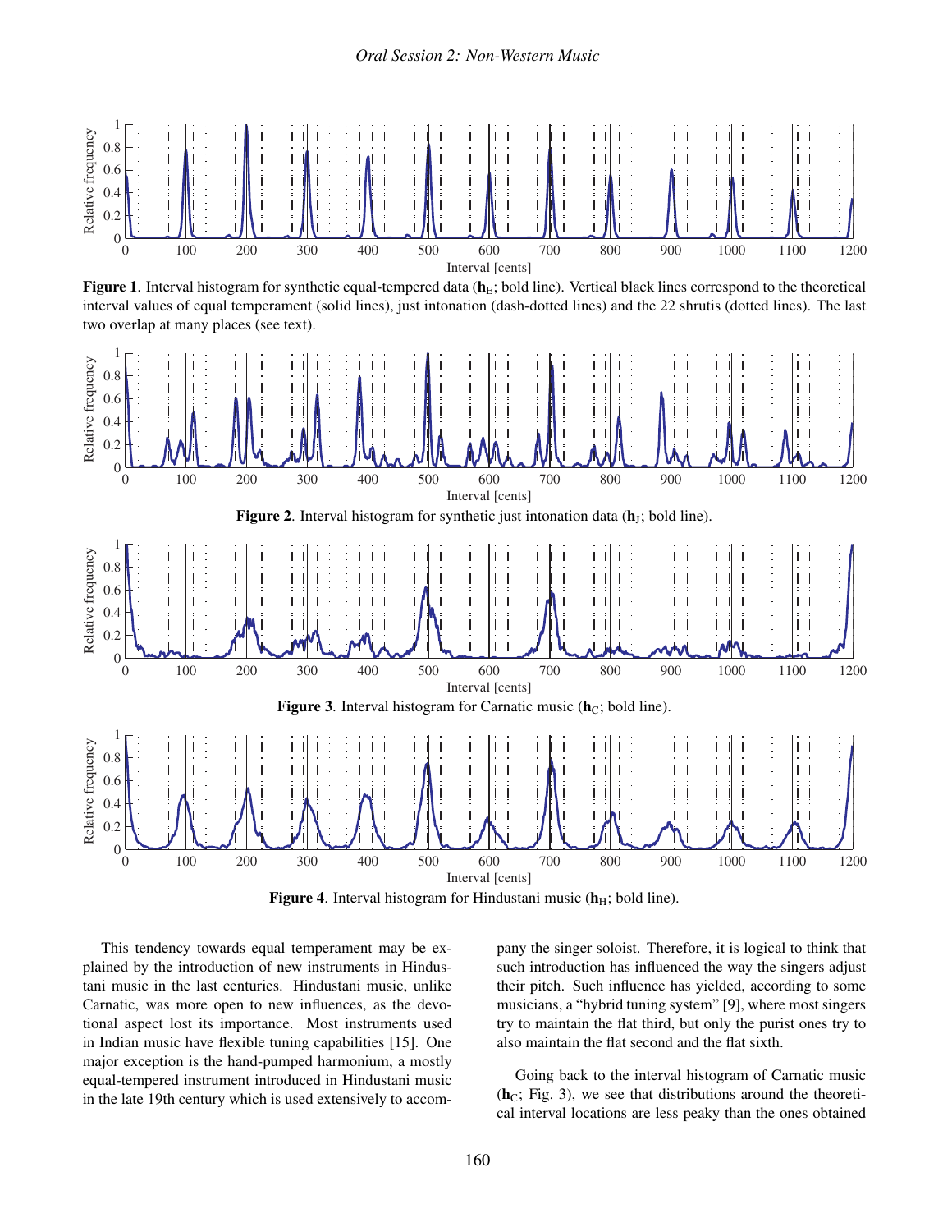**Figure 1**. Interval histogram for synthetic equal-tempered data ($\mathbf{h}_{\mathrm{E}}$; bold line). Vertical black lines correspond to the theoretical interval values of equal temperament (solid lines), just intonation (dash-dotted lines) and the 22 shrutis (dotted lines). The last two overlap at many places (see text).

**Figure 2**. Interval histogram for synthetic just intonation data ($\mathbf{h}_{\mathrm{J}}$; bold line).

**Figure 3**. Interval histogram for Carnatic music ($\mathbf{h}_{\mathrm{C}}$; bold line).

**Figure 4**. Interval histogram for Hindustani music ($\mathbf{h}_{\mathrm{H}}$; bold line).

This tendency towards equal temperament may be explained by the introduction of new instruments in Hindustani music in the last centuries. Hindustani music, unlike Carnatic, was more open to new influences, as the devotional aspect lost its importance. Most instruments used in Indian music have flexible tuning capabilities [15]. One major exception is the hand-pumped harmonium, a mostly equal-tempered instrument introduced in Hindustani music in the late 19th century which is used extensively to accompany the singer soloist. Therefore, it is logical to think that such introduction has influenced the way the singers adjust their pitch. Such influence has yielded, according to some musicians, a "hybrid tuning system" [9], where most singers try to maintain the flat third, but only the purist ones try to also maintain the flat second and the flat sixth.

Going back to the interval histogram of Carnatic music ($\mathbf{h}_{\mathrm{C}}$; Fig. 3), we see that distributions around the theoretical interval locations are less peaky than the ones obtained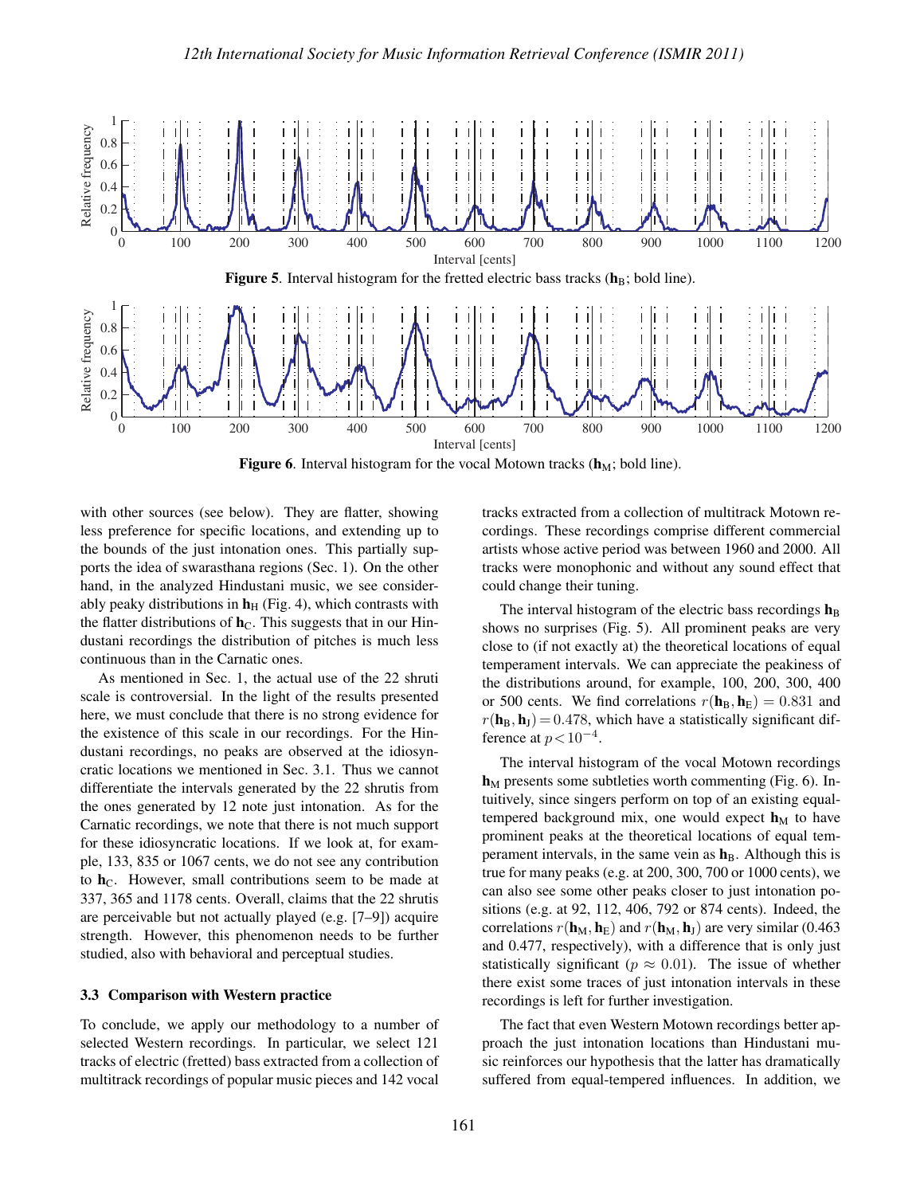**Figure 5**. Interval histogram for the fretted electric bass tracks ($\mathbf{h}_{\mathrm{B}}$; bold line).

**Figure 6**. Interval histogram for the vocal Motown tracks ($\mathbf{h}_{\mathrm{M}}$; bold line).

with other sources (see below). They are flatter, showing less preference for specific locations, and extending up to the bounds of the just intonation ones. This partially supports the idea of swarasthana regions (Sec. 1). On the other hand, in the analyzed Hindustani music, we see considerably peaky distributions in $\mathbf{h}_{\mathrm{H}}$ (Fig. 4), which contrasts with the flatter distributions of $\mathbf{h}_{\mathrm{C}}$. This suggests that in our Hindustani recordings the distribution of pitches is much less continuous than in the Carnatic ones.

As mentioned in Sec. 1, the actual use of the 22 shruti scale is controversial. In the light of the results presented here, we must conclude that there is no strong evidence for the existence of this scale in our recordings. For the Hindustani recordings, no peaks are observed at the idiosyncratic locations we mentioned in Sec. 3.1. Thus we cannot differentiate the intervals generated by the 22 shrutis from the ones generated by 12 note just intonation. As for the Carnatic recordings, we note that there is not much support for these idiosyncratic locations. If we look at, for example, 133, 835 or 1067 cents, we do not see any contribution to $\mathbf{h}_{\mathrm{C}}$. However, small contributions seem to be made at 337, 365 and 1178 cents. Overall, claims that the 22 shrutis are perceivable but not actually played (e.g. [7–9]) acquire strength. However, this phenomenon needs to be further studied, also with behavioral and perceptual studies.

### 3.3 Comparison with Western practice

To conclude, we apply our methodology to a number of selected Western recordings. In particular, we select 121 tracks of electric (fretted) bass extracted from a collection of multitrack recordings of popular music pieces and 142 vocal tracks extracted from a collection of multitrack Motown recordings. These recordings comprise different commercial artists whose active period was between 1960 and 2000. All tracks were monophonic and without any sound effect that could change their tuning.

The interval histogram of the electric bass recordings $\mathbf{h}_{\mathrm{B}}$ shows no surprises (Fig. 5). All prominent peaks are very close to (if not exactly at) the theoretical locations of equal temperament intervals. We can appreciate the peakiness of the distributions around, for example, 100, 200, 300, 400 or 500 cents. We find correlations $r(\mathbf{h}_{\mathrm{B}}, \mathbf{h}_{\mathrm{E}}) = 0.831$ and $r(\mathbf{h}_{\mathrm{B}}, \mathbf{h}_{\mathrm{J}}) = 0.478$, which have a statistically significant difference at $p < 10^{-4}$.

The interval histogram of the vocal Motown recordings $\mathbf{h}_{\mathrm{M}}$ presents some subtleties worth commenting (Fig. 6). Intuitively, since singers perform on top of an existing equal-tempered background mix, one would expect $\mathbf{h}_{\mathrm{M}}$ to have prominent peaks at the theoretical locations of equal temperament intervals, in the same vein as $\mathbf{h}_{\mathrm{B}}$. Although this is true for many peaks (e.g. at 200, 300, 700 or 1000 cents), we can also see some other peaks closer to just intonation positions (e.g. at 92, 112, 406, 792 or 874 cents). Indeed, the correlations $r(\mathbf{h}_{\mathrm{M}}, \mathbf{h}_{\mathrm{E}})$ and $r(\mathbf{h}_{\mathrm{M}}, \mathbf{h}_{\mathrm{J}})$ are very similar (0.463 and 0.477, respectively), with a difference that is only just statistically significant ($p \approx 0.01$). The issue of whether there exist some traces of just intonation intervals in these recordings is left for further investigation.

The fact that even Western Motown recordings better approach the just intonation locations than Hindustani music reinforces our hypothesis that the latter has dramatically suffered from equal-tempered influences. In addition, we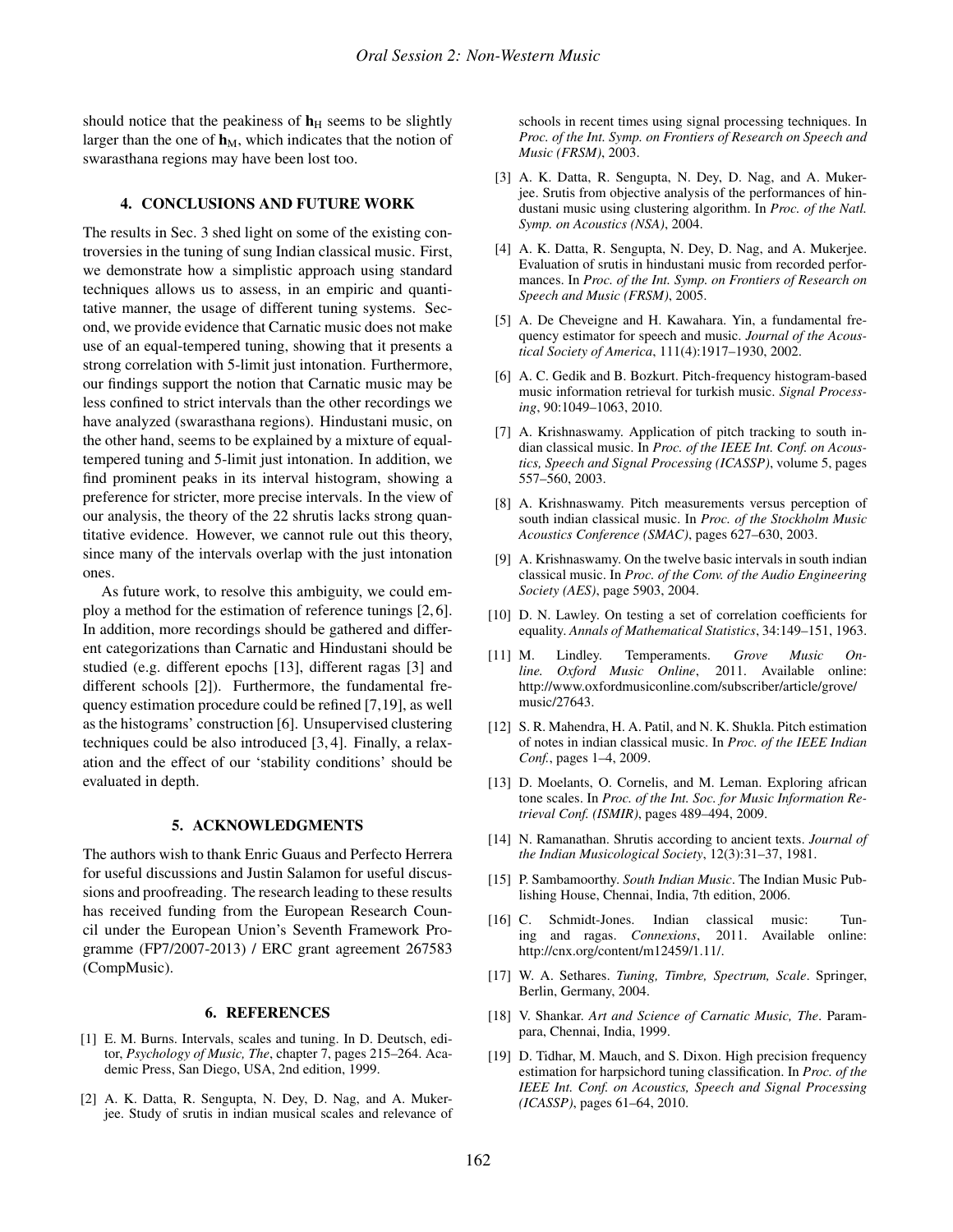should notice that the peakiness of $\mathbf{h}_\text{H}$ seems to be slightly larger than the one of $\mathbf{h}_\text{M}$, which indicates that the notion of swarasthana regions may have been lost too.

## 4. CONCLUSIONS AND FUTURE WORK

The results in Sec. 3 shed light on some of the existing controversies in the tuning of sung Indian classical music. First, we demonstrate how a simplistic approach using standard techniques allows us to assess, in an empiric and quantitative manner, the usage of different tuning systems. Second, we provide evidence that Carnatic music does not make use of an equal-tempered tuning, showing that it presents a strong correlation with 5-limit just intonation. Furthermore, our findings support the notion that Carnatic music may be less confined to strict intervals than the other recordings we have analyzed (swarasthana regions). Hindustani music, on the other hand, seems to be explained by a mixture of equal-tempered tuning and 5-limit just intonation. In addition, we find prominent peaks in its interval histogram, showing a preference for stricter, more precise intervals. In the view of our analysis, the theory of the 22 shrutis lacks strong quantitative evidence. However, we cannot rule out this theory, since many of the intervals overlap with the just intonation ones.

As future work, to resolve this ambiguity, we could employ a method for the estimation of reference tunings [2, 6]. In addition, more recordings should be gathered and different categorizations than Carnatic and Hindustani should be studied (e.g. different epochs [13], different ragas [3] and different schools [2]). Furthermore, the fundamental frequency estimation procedure could be refined [7,19], as well as the histograms' construction [6]. Unsupervised clustering techniques could be also introduced [3, 4]. Finally, a relaxation and the effect of our 'stability conditions' should be evaluated in depth.

## 5. ACKNOWLEDGMENTS

The authors wish to thank Enric Guaus and Perfecto Herrera for useful discussions and Justin Salamon for useful discussions and proofreading. The research leading to these results has received funding from the European Research Council under the European Union's Seventh Framework Programme (FP7/2007-2013) / ERC grant agreement 267583 (CompMusic).

## 6. REFERENCES

[1] E. M. Burns. Intervals, scales and tuning. In D. Deutsch, editor, *Psychology of Music, The*, chapter 7, pages 215–264. Academic Press, San Diego, USA, 2nd edition, 1999.

[2] A. K. Datta, R. Sengupta, N. Dey, D. Nag, and A. Mukerjee. Study of srutis in indian musical scales and relevance of schools in recent times using signal processing techniques. In *Proc. of the Int. Symp. on Frontiers of Research on Speech and Music (FRSM)*, 2003.

[3] A. K. Datta, R. Sengupta, N. Dey, D. Nag, and A. Mukerjee. Srutis from objective analysis of the performances of hindustani music using clustering algorithm. In *Proc. of the Natl. Symp. on Acoustics (NSA)*, 2004.

[4] A. K. Datta, R. Sengupta, N. Dey, D. Nag, and A. Mukerjee. Evaluation of srutis in hindustani music from recorded performances. In *Proc. of the Int. Symp. on Frontiers of Research on Speech and Music (FRSM)*, 2005.

[5] A. De Cheveigne and H. Kawahara. Yin, a fundamental frequency estimator for speech and music. *Journal of the Acoustical Society of America*, 111(4):1917–1930, 2002.

[6] A. C. Gedik and B. Bozkurt. Pitch-frequency histogram-based music information retrieval for turkish music. *Signal Processing*, 90:1049–1063, 2010.

[7] A. Krishnaswamy. Application of pitch tracking to south indian classical music. In *Proc. of the IEEE Int. Conf. on Acoustics, Speech and Signal Processing (ICASSP)*, volume 5, pages 557–560, 2003.

[8] A. Krishnaswamy. Pitch measurements versus perception of south indian classical music. In *Proc. of the Stockholm Music Acoustics Conference (SMAC)*, pages 627–630, 2003.

[9] A. Krishnaswamy. On the twelve basic intervals in south indian classical music. In *Proc. of the Conv. of the Audio Engineering Society (AES)*, page 5903, 2004.

[10] D. N. Lawley. On testing a set of correlation coefficients for equality. *Annals of Mathematical Statistics*, 34:149–151, 1963.

[11] M. Lindley. Temperaments. *Grove Music Online. Oxford Music Online*, 2011. Available online: http://www.oxfordmusiconline.com/subscriber/article/grove/music/27643.

[12] S. R. Mahendra, H. A. Patil, and N. K. Shukla. Pitch estimation of notes in indian classical music. In *Proc. of the IEEE Indian Conf.*, pages 1–4, 2009.

[13] D. Moelants, O. Cornelis, and M. Leman. Exploring african tone scales. In *Proc. of the Int. Soc. for Music Information Retrieval Conf. (ISMIR)*, pages 489–494, 2009.

[14] N. Ramanathan. Shrutis according to ancient texts. *Journal of the Indian Musicological Society*, 12(3):31–37, 1981.

[15] P. Sambamoorthy. *South Indian Music*. The Indian Music Publishing House, Chennai, India, 7th edition, 2006.

[16] C. Schmidt-Jones. Indian classical music: Tuning and ragas. *Connexions*, 2011. Available online: http://cnx.org/content/m12459/1.11/.

[17] W. A. Sethares. *Tuning, Timbre, Spectrum, Scale*. Springer, Berlin, Germany, 2004.

[18] V. Shankar. *Art and Science of Carnatic Music, The*. Parampara, Chennai, India, 1999.

[19] D. Tidhar, M. Mauch, and S. Dixon. High precision frequency estimation for harpsichord tuning classification. In *Proc. of the IEEE Int. Conf. on Acoustics, Speech and Signal Processing (ICASSP)*, pages 61–64, 2010.